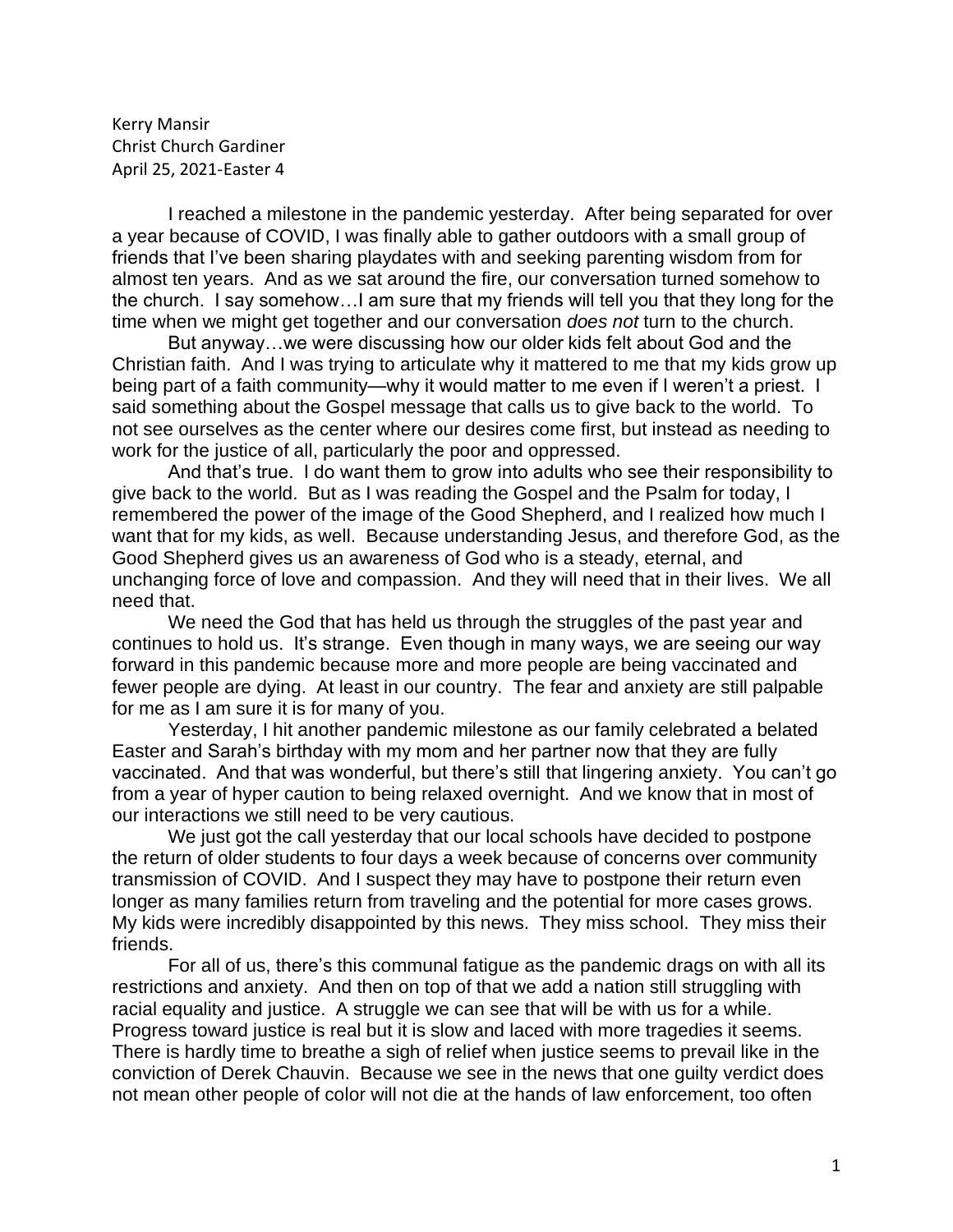Kerry Mansir
Christ Church Gardiner
April 25, 2021-Easter 4

I reached a milestone in the pandemic yesterday. After being separated for over a year because of COVID, I was finally able to gather outdoors with a small group of friends that I've been sharing playdates with and seeking parenting wisdom from for almost ten years. And as we sat around the fire, our conversation turned somehow to the church. I say somehow…I am sure that my friends will tell you that they long for the time when we might get together and our conversation *does not* turn to the church.

But anyway…we were discussing how our older kids felt about God and the Christian faith. And I was trying to articulate why it mattered to me that my kids grow up being part of a faith community—why it would matter to me even if I weren't a priest. I said something about the Gospel message that calls us to give back to the world. To not see ourselves as the center where our desires come first, but instead as needing to work for the justice of all, particularly the poor and oppressed.

And that's true. I do want them to grow into adults who see their responsibility to give back to the world. But as I was reading the Gospel and the Psalm for today, I remembered the power of the image of the Good Shepherd, and I realized how much I want that for my kids, as well. Because understanding Jesus, and therefore God, as the Good Shepherd gives us an awareness of God who is a steady, eternal, and unchanging force of love and compassion. And they will need that in their lives. We all need that.

We need the God that has held us through the struggles of the past year and continues to hold us. It's strange. Even though in many ways, we are seeing our way forward in this pandemic because more and more people are being vaccinated and fewer people are dying. At least in our country. The fear and anxiety are still palpable for me as I am sure it is for many of you.

Yesterday, I hit another pandemic milestone as our family celebrated a belated Easter and Sarah's birthday with my mom and her partner now that they are fully vaccinated. And that was wonderful, but there's still that lingering anxiety. You can't go from a year of hyper caution to being relaxed overnight. And we know that in most of our interactions we still need to be very cautious.

We just got the call yesterday that our local schools have decided to postpone the return of older students to four days a week because of concerns over community transmission of COVID. And I suspect they may have to postpone their return even longer as many families return from traveling and the potential for more cases grows. My kids were incredibly disappointed by this news. They miss school. They miss their friends.

For all of us, there's this communal fatigue as the pandemic drags on with all its restrictions and anxiety. And then on top of that we add a nation still struggling with racial equality and justice. A struggle we can see that will be with us for a while. Progress toward justice is real but it is slow and laced with more tragedies it seems. There is hardly time to breathe a sigh of relief when justice seems to prevail like in the conviction of Derek Chauvin. Because we see in the news that one guilty verdict does not mean other people of color will not die at the hands of law enforcement, too often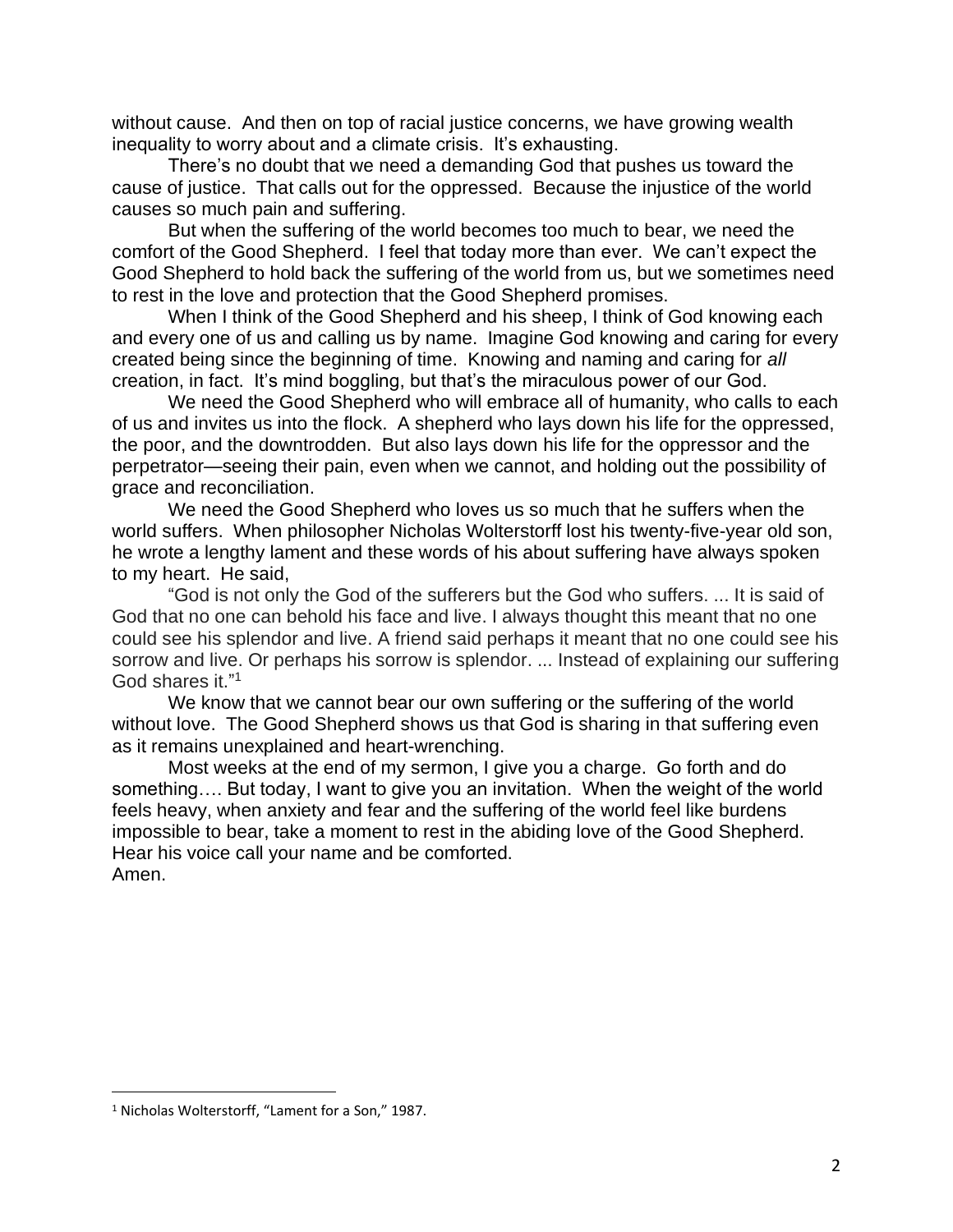without cause. And then on top of racial justice concerns, we have growing wealth inequality to worry about and a climate crisis. It's exhausting.

There's no doubt that we need a demanding God that pushes us toward the cause of justice. That calls out for the oppressed. Because the injustice of the world causes so much pain and suffering.

But when the suffering of the world becomes too much to bear, we need the comfort of the Good Shepherd. I feel that today more than ever. We can't expect the Good Shepherd to hold back the suffering of the world from us, but we sometimes need to rest in the love and protection that the Good Shepherd promises.

When I think of the Good Shepherd and his sheep, I think of God knowing each and every one of us and calling us by name. Imagine God knowing and caring for every created being since the beginning of time. Knowing and naming and caring for *all* creation, in fact. It's mind boggling, but that's the miraculous power of our God.

We need the Good Shepherd who will embrace all of humanity, who calls to each of us and invites us into the flock. A shepherd who lays down his life for the oppressed, the poor, and the downtrodden. But also lays down his life for the oppressor and the perpetrator—seeing their pain, even when we cannot, and holding out the possibility of grace and reconciliation.

We need the Good Shepherd who loves us so much that he suffers when the world suffers. When philosopher Nicholas Wolterstorff lost his twenty-five-year old son, he wrote a lengthy lament and these words of his about suffering have always spoken to my heart. He said,

"God is not only the God of the sufferers but the God who suffers. ... It is said of God that no one can behold his face and live. I always thought this meant that no one could see his splendor and live. A friend said perhaps it meant that no one could see his sorrow and live. Or perhaps his sorrow is splendor. ... Instead of explaining our suffering God shares it."[1]

We know that we cannot bear our own suffering or the suffering of the world without love. The Good Shepherd shows us that God is sharing in that suffering even as it remains unexplained and heart-wrenching.

Most weeks at the end of my sermon, I give you a charge. Go forth and do something…. But today, I want to give you an invitation. When the weight of the world feels heavy, when anxiety and fear and the suffering of the world feel like burdens impossible to bear, take a moment to rest in the abiding love of the Good Shepherd. Hear his voice call your name and be comforted.
Amen.

---

[1] Nicholas Wolterstorff, "Lament for a Son," 1987.